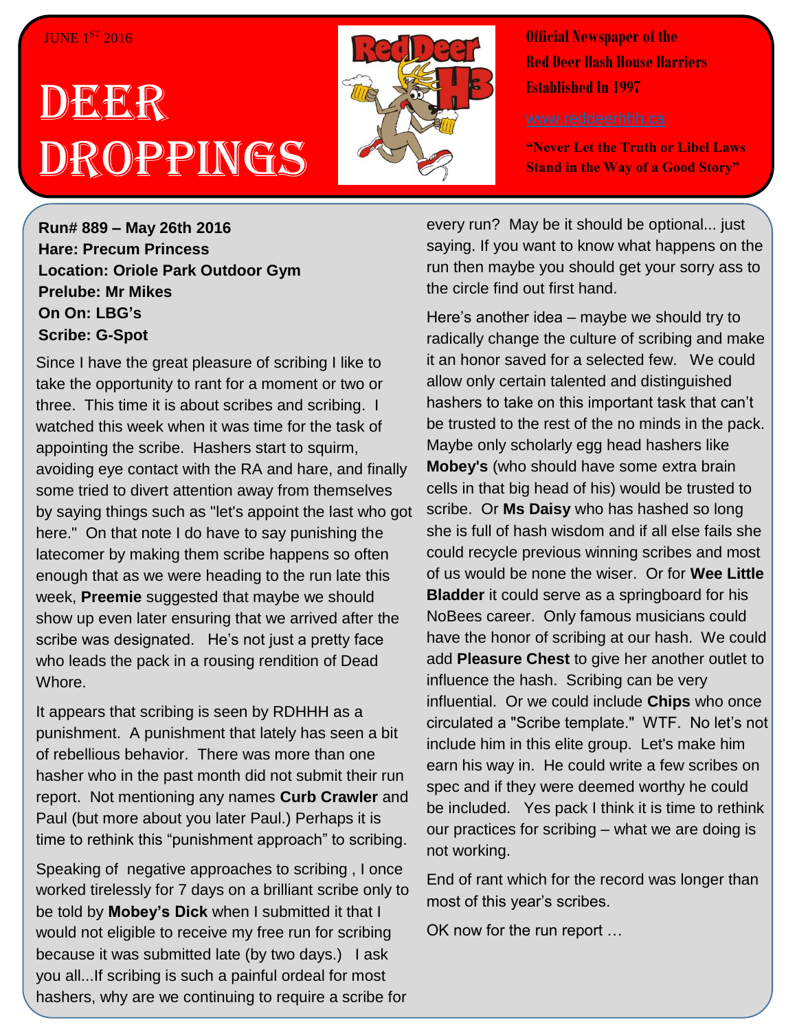JUNE 1ST 2016

# DEER DROPPINGS

**Official Newspaper of the Red Deer Hash House Harriers Established In 1997**

www.reddeerhhh.ca

**"Never Let the Truth or Libel Laws Stand in the Way of a Good Story"**

**Run# 889 – May 26th 2016**
**Hare: Precum Princess**
**Location: Oriole Park Outdoor Gym**
**Prelube: Mr Mikes**
**On On: LBG's**
**Scribe: G-Spot**

Since I have the great pleasure of scribing I like to take the opportunity to rant for a moment or two or three. This time it is about scribes and scribing. I watched this week when it was time for the task of appointing the scribe. Hashers start to squirm, avoiding eye contact with the RA and hare, and finally some tried to divert attention away from themselves by saying things such as "let's appoint the last who got here." On that note I do have to say punishing the latecomer by making them scribe happens so often enough that as we were heading to the run late this week, **Preemie** suggested that maybe we should show up even later ensuring that we arrived after the scribe was designated. He's not just a pretty face who leads the pack in a rousing rendition of Dead Whore.

It appears that scribing is seen by RDHHH as a punishment. A punishment that lately has seen a bit of rebellious behavior. There was more than one hasher who in the past month did not submit their run report. Not mentioning any names **Curb Crawler** and Paul (but more about you later Paul.) Perhaps it is time to rethink this "punishment approach" to scribing.

Speaking of negative approaches to scribing , I once worked tirelessly for 7 days on a brilliant scribe only to be told by **Mobey's Dick** when I submitted it that I would not eligible to receive my free run for scribing because it was submitted late (by two days.) I ask you all...If scribing is such a painful ordeal for most hashers, why are we continuing to require a scribe for every run? May be it should be optional... just saying. If you want to know what happens on the run then maybe you should get your sorry ass to the circle find out first hand.

Here's another idea – maybe we should try to radically change the culture of scribing and make it an honor saved for a selected few. We could allow only certain talented and distinguished hashers to take on this important task that can't be trusted to the rest of the no minds in the pack. Maybe only scholarly egg head hashers like **Mobey's** (who should have some extra brain cells in that big head of his) would be trusted to scribe. Or **Ms Daisy** who has hashed so long she is full of hash wisdom and if all else fails she could recycle previous winning scribes and most of us would be none the wiser. Or for **Wee Little Bladder** it could serve as a springboard for his NoBees career. Only famous musicians could have the honor of scribing at our hash. We could add **Pleasure Chest** to give her another outlet to influence the hash. Scribing can be very influential. Or we could include **Chips** who once circulated a "Scribe template." WTF. No let's not include him in this elite group. Let's make him earn his way in. He could write a few scribes on spec and if they were deemed worthy he could be included. Yes pack I think it is time to rethink our practices for scribing – what we are doing is not working.

End of rant which for the record was longer than most of this year's scribes.

OK now for the run report …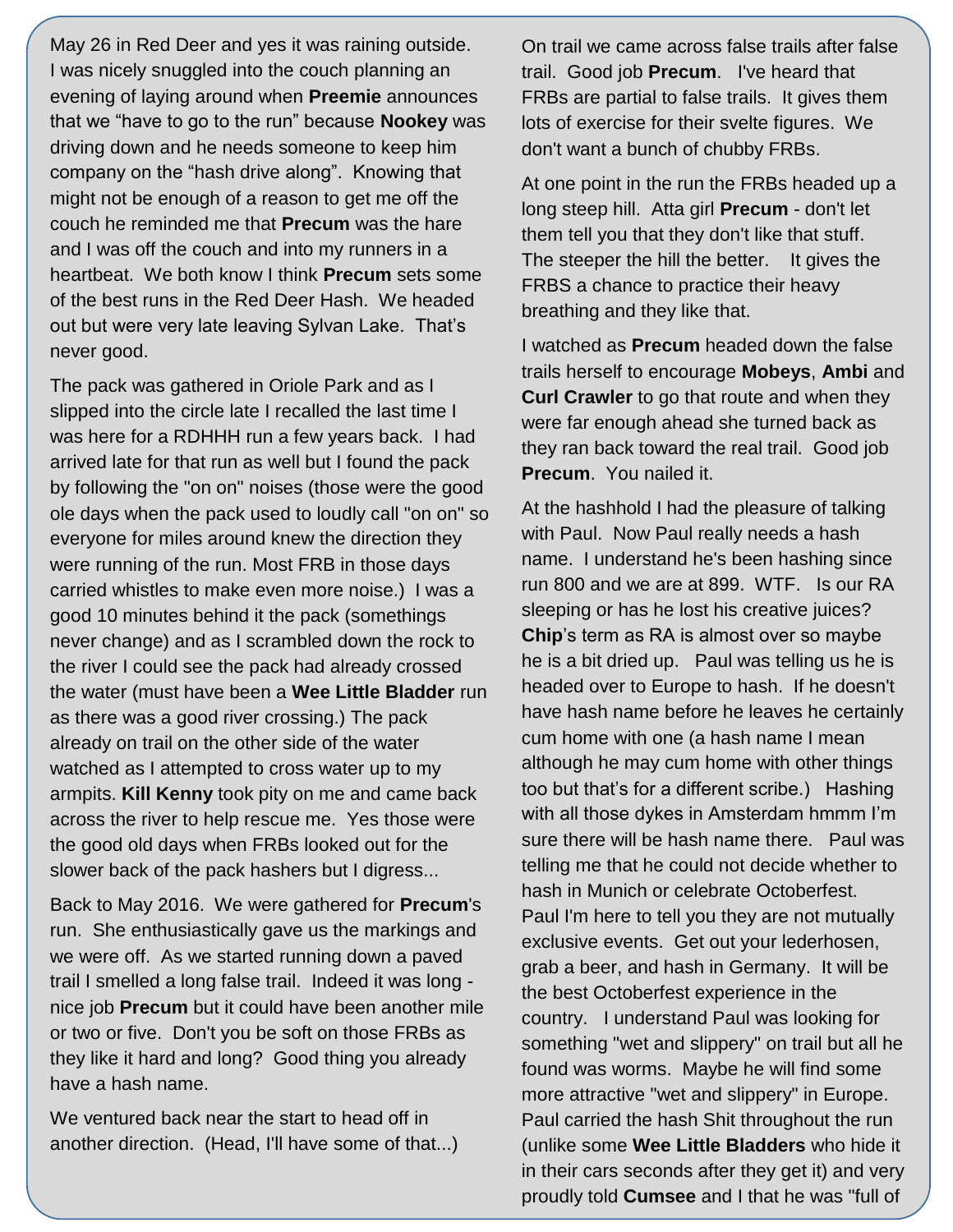May 26 in Red Deer and yes it was raining outside. I was nicely snuggled into the couch planning an evening of laying around when **Preemie** announces that we "have to go to the run" because **Nookey** was driving down and he needs someone to keep him company on the "hash drive along". Knowing that might not be enough of a reason to get me off the couch he reminded me that **Precum** was the hare and I was off the couch and into my runners in a heartbeat. We both know I think **Precum** sets some of the best runs in the Red Deer Hash. We headed out but were very late leaving Sylvan Lake. That's never good.

The pack was gathered in Oriole Park and as I slipped into the circle late I recalled the last time I was here for a RDHHH run a few years back. I had arrived late for that run as well but I found the pack by following the "on on" noises (those were the good ole days when the pack used to loudly call "on on" so everyone for miles around knew the direction they were running of the run. Most FRB in those days carried whistles to make even more noise.) I was a good 10 minutes behind it the pack (somethings never change) and as I scrambled down the rock to the river I could see the pack had already crossed the water (must have been a **Wee Little Bladder** run as there was a good river crossing.) The pack already on trail on the other side of the water watched as I attempted to cross water up to my armpits. **Kill Kenny** took pity on me and came back across the river to help rescue me. Yes those were the good old days when FRBs looked out for the slower back of the pack hashers but I digress...

Back to May 2016. We were gathered for **Precum**'s run. She enthusiastically gave us the markings and we were off. As we started running down a paved trail I smelled a long false trail. Indeed it was long - nice job **Precum** but it could have been another mile or two or five. Don't you be soft on those FRBs as they like it hard and long? Good thing you already have a hash name.

We ventured back near the start to head off in another direction. (Head, I'll have some of that...)

On trail we came across false trails after false trail. Good job **Precum**. I've heard that FRBs are partial to false trails. It gives them lots of exercise for their svelte figures. We don't want a bunch of chubby FRBs.

At one point in the run the FRBs headed up a long steep hill. Atta girl **Precum** - don't let them tell you that they don't like that stuff. The steeper the hill the better. It gives the FRBS a chance to practice their heavy breathing and they like that.

I watched as **Precum** headed down the false trails herself to encourage **Mobeys**, **Ambi** and **Curl Crawler** to go that route and when they were far enough ahead she turned back as they ran back toward the real trail. Good job **Precum**. You nailed it.

At the hashhold I had the pleasure of talking with Paul. Now Paul really needs a hash name. I understand he's been hashing since run 800 and we are at 899. WTF. Is our RA sleeping or has he lost his creative juices? **Chip**'s term as RA is almost over so maybe he is a bit dried up. Paul was telling us he is headed over to Europe to hash. If he doesn't have hash name before he leaves he certainly cum home with one (a hash name I mean although he may cum home with other things too but that's for a different scribe.) Hashing with all those dykes in Amsterdam hmmm I'm sure there will be hash name there. Paul was telling me that he could not decide whether to hash in Munich or celebrate Octoberfest. Paul I'm here to tell you they are not mutually exclusive events. Get out your lederhosen, grab a beer, and hash in Germany. It will be the best Octoberfest experience in the country. I understand Paul was looking for something "wet and slippery" on trail but all he found was worms. Maybe he will find some more attractive "wet and slippery" in Europe. Paul carried the hash Shit throughout the run (unlike some **Wee Little Bladders** who hide it in their cars seconds after they get it) and very proudly told **Cumsee** and I that he was "full of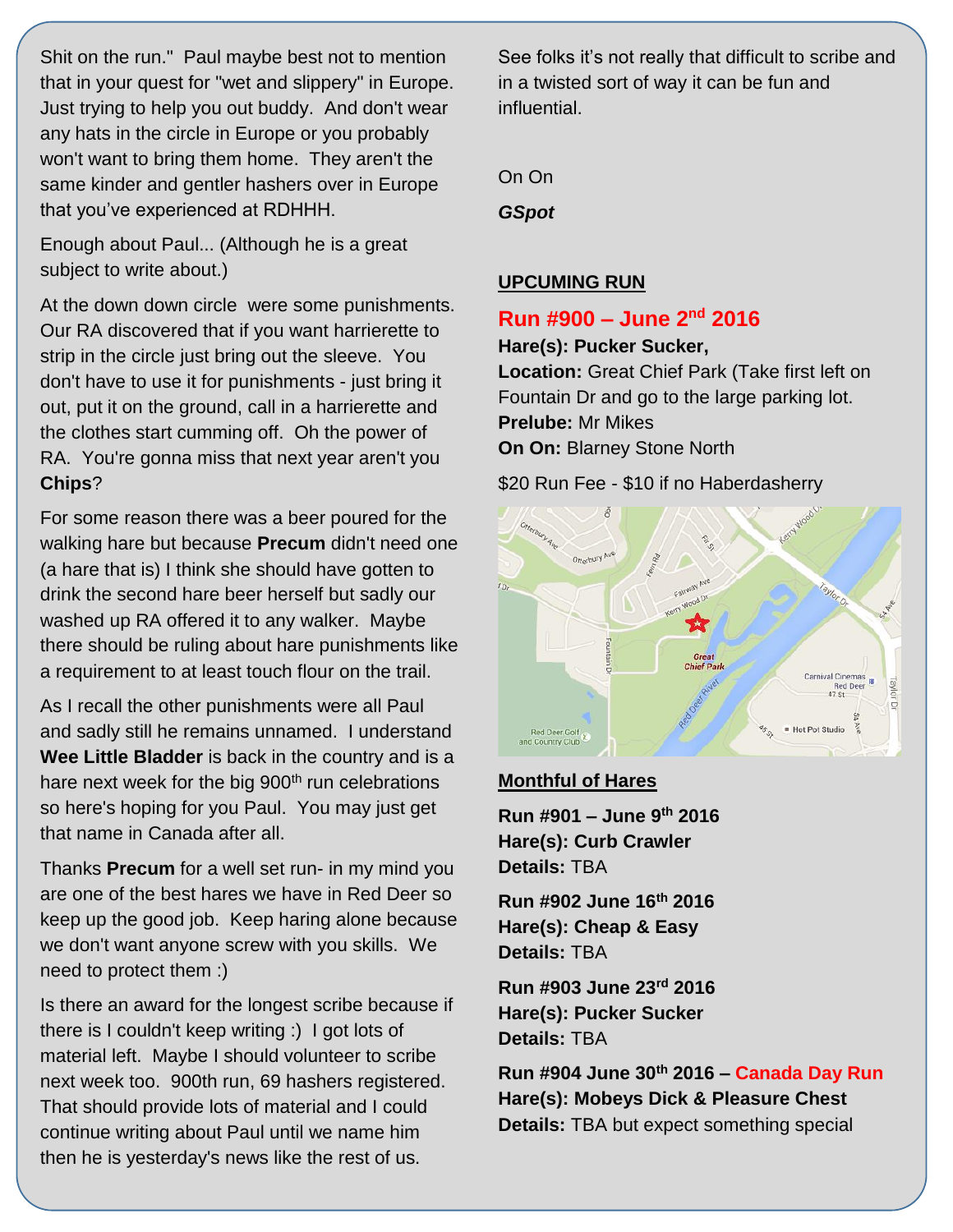Shit on the run."  Paul maybe best not to mention that in your quest for "wet and slippery" in Europe. Just trying to help you out buddy.  And don't wear any hats in the circle in Europe or you probably won't want to bring them home.  They aren't the same kinder and gentler hashers over in Europe that you've experienced at RDHHH.

Enough about Paul... (Although he is a great subject to write about.)

At the down down circle  were some punishments. Our RA discovered that if you want harrierette to strip in the circle just bring out the sleeve.  You don't have to use it for punishments - just bring it out, put it on the ground, call in a harrierette and the clothes start cumming off.  Oh the power of RA.  You're gonna miss that next year aren't you **Chips**?

For some reason there was a beer poured for the walking hare but because **Precum** didn't need one (a hare that is) I think she should have gotten to drink the second hare beer herself but sadly our washed up RA offered it to any walker.  Maybe there should be ruling about hare punishments like a requirement to at least touch flour on the trail.

As I recall the other punishments were all Paul and sadly still he remains unnamed.  I understand **Wee Little Bladder** is back in the country and is a hare next week for the big 900th run celebrations so here's hoping for you Paul.  You may just get that name in Canada after all.

Thanks **Precum** for a well set run- in my mind you are one of the best hares we have in Red Deer so keep up the good job.  Keep haring alone because we don't want anyone screw with you skills.  We need to protect them :)

Is there an award for the longest scribe because if there is I couldn't keep writing :)  I got lots of material left.  Maybe I should volunteer to scribe next week too.  900th run, 69 hashers registered. That should provide lots of material and I could continue writing about Paul until we name him then he is yesterday's news like the rest of us.

See folks it's not really that difficult to scribe and in a twisted sort of way it can be fun and influential.

On On

***GSpot***

## UPCUMING RUN

### Run #900 – June 2nd 2016

**Hare(s): Pucker Sucker,**
**Location:** Great Chief Park (Take first left on Fountain Dr and go to the large parking lot.
**Prelube:** Mr Mikes
**On On:** Blarney Stone North

$20 Run Fee - $10 if no Haberdasherry

## Monthful of Hares

**Run #901 – June 9th 2016**
**Hare(s): Curb Crawler**
**Details:** TBA

**Run #902 June 16th 2016**
**Hare(s): Cheap & Easy**
**Details:** TBA

**Run #903 June 23rd 2016**
**Hare(s): Pucker Sucker**
**Details:** TBA

**Run #904 June 30th 2016 – Canada Day Run**
**Hare(s): Mobeys Dick & Pleasure Chest**
**Details:** TBA but expect something special